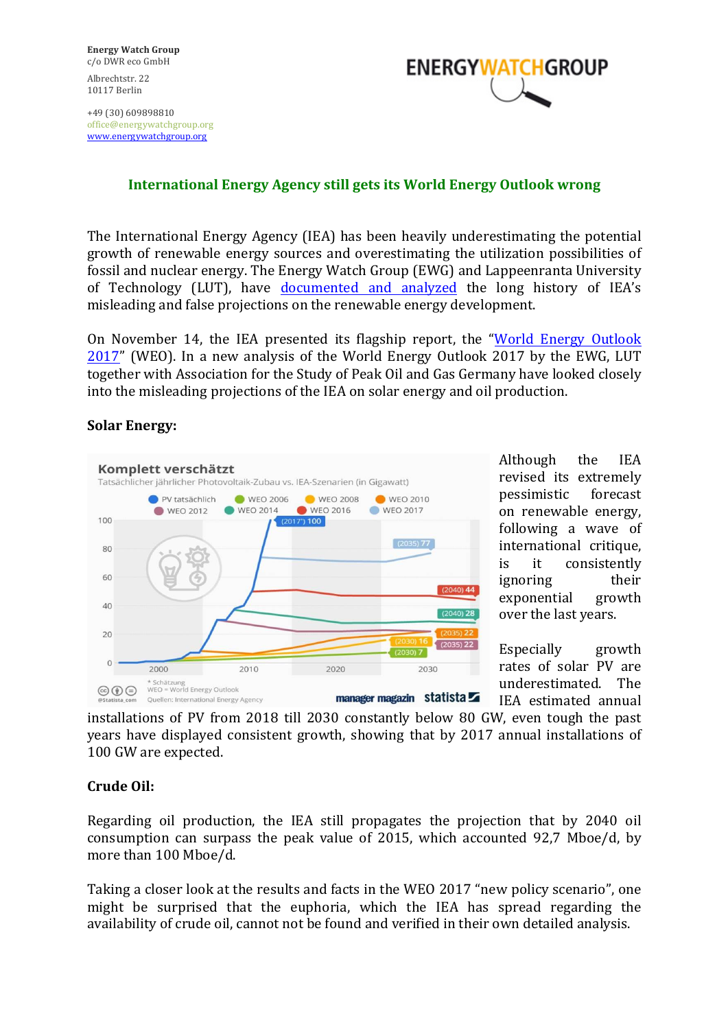**Energy Watch Group**
c/o DWR eco GmbH

Albrechtstr. 22
10117 Berlin

+49 (30) 609898810
office@energywatchgroup.org
www.energywatchgroup.org

ENERGYWATCHGROUP

## International Energy Agency still gets its World Energy Outlook wrong

The International Energy Agency (IEA) has been heavily underestimating the potential growth of renewable energy sources and overestimating the utilization possibilities of fossil and nuclear energy. The Energy Watch Group (EWG) and Lappeenranta University of Technology (LUT), have documented and analyzed the long history of IEA's misleading and false projections on the renewable energy development.

On November 14, the IEA presented its flagship report, the "World Energy Outlook 2017" (WEO). In a new analysis of the World Energy Outlook 2017 by the EWG, LUT together with Association for the Study of Peak Oil and Gas Germany have looked closely into the misleading projections of the IEA on solar energy and oil production.

### Solar Energy:

Although the IEA revised its extremely pessimistic forecast on renewable energy, following a wave of international critique, is it consistently ignoring their exponential growth over the last years.

Especially growth rates of solar PV are underestimated. The IEA estimated annual installations of PV from 2018 till 2030 constantly below 80 GW, even tough the past years have displayed consistent growth, showing that by 2017 annual installations of 100 GW are expected.

### Crude Oil:

Regarding oil production, the IEA still propagates the projection that by 2040 oil consumption can surpass the peak value of 2015, which accounted 92,7 Mboe/d, by more than 100 Mboe/d.

Taking a closer look at the results and facts in the WEO 2017 "new policy scenario", one might be surprised that the euphoria, which the IEA has spread regarding the availability of crude oil, cannot not be found and verified in their own detailed analysis.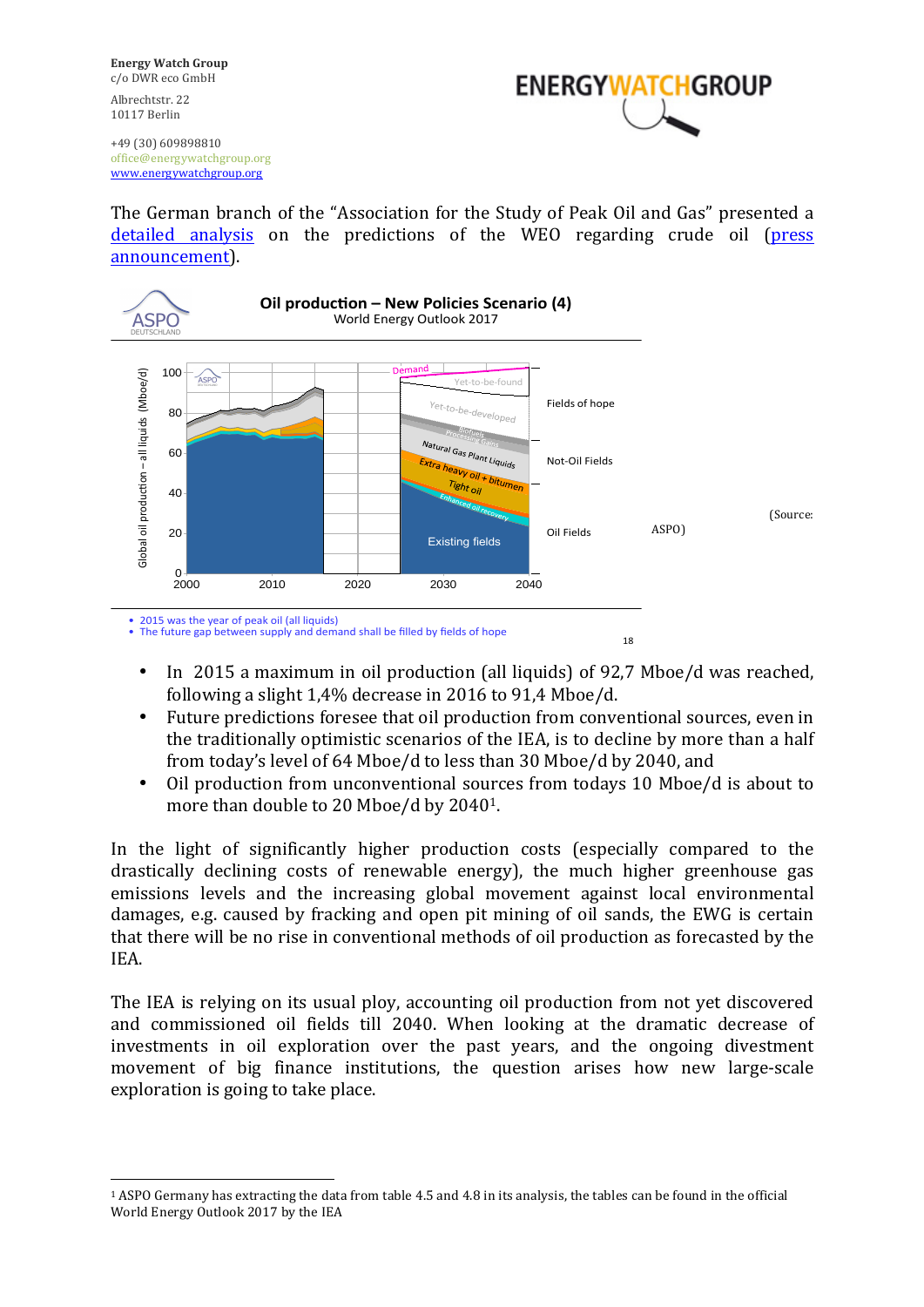The German branch of the "Association for the Study of Peak Oil and Gas" presented a detailed analysis on the predictions of the WEO regarding crude oil (press announcement).

(Source: ASPO)

- In 2015 a maximum in oil production (all liquids) of 92,7 Mboe/d was reached, following a slight 1,4% decrease in 2016 to 91,4 Mboe/d.
- Future predictions foresee that oil production from conventional sources, even in the traditionally optimistic scenarios of the IEA, is to decline by more than a half from today's level of 64 Mboe/d to less than 30 Mboe/d by 2040, and
- Oil production from unconventional sources from todays 10 Mboe/d is about to more than double to 20 Mboe/d by 2040[1].

In the light of significantly higher production costs (especially compared to the drastically declining costs of renewable energy), the much higher greenhouse gas emissions levels and the increasing global movement against local environmental damages, e.g. caused by fracking and open pit mining of oil sands, the EWG is certain that there will be no rise in conventional methods of oil production as forecasted by the IEA.

The IEA is relying on its usual ploy, accounting oil production from not yet discovered and commissioned oil fields till 2040. When looking at the dramatic decrease of investments in oil exploration over the past years, and the ongoing divestment movement of big finance institutions, the question arises how new large-scale exploration is going to take place.

---

[1] ASPO Germany has extracting the data from table 4.5 and 4.8 in its analysis, the tables can be found in the official World Energy Outlook 2017 by the IEA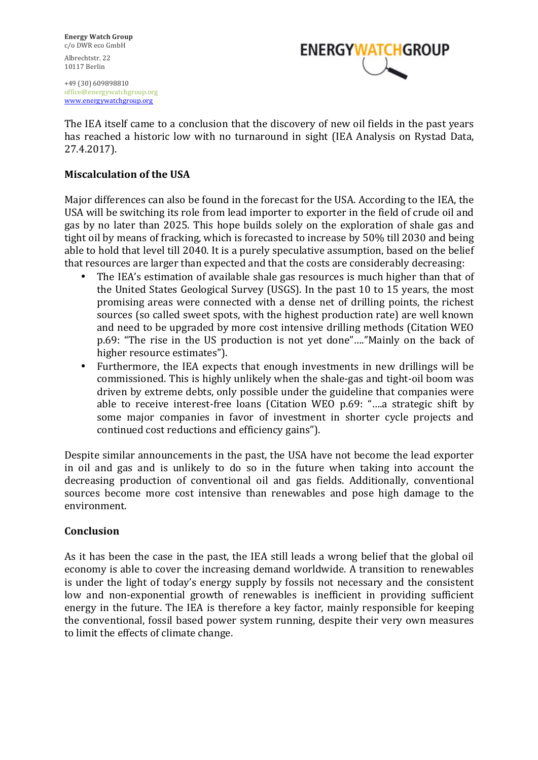The IEA itself came to a conclusion that the discovery of new oil fields in the past years has reached a historic low with no turnaround in sight (IEA Analysis on Rystad Data, 27.4.2017).

**Miscalculation of the USA**

Major differences can also be found in the forecast for the USA. According to the IEA, the USA will be switching its role from lead importer to exporter in the field of crude oil and gas by no later than 2025. This hope builds solely on the exploration of shale gas and tight oil by means of fracking, which is forecasted to increase by 50% till 2030 and being able to hold that level till 2040. It is a purely speculative assumption, based on the belief that resources are larger than expected and that the costs are considerably decreasing:

- The IEA's estimation of available shale gas resources is much higher than that of the United States Geological Survey (USGS). In the past 10 to 15 years, the most promising areas were connected with a dense net of drilling points, the richest sources (so called sweet spots, with the highest production rate) are well known and need to be upgraded by more cost intensive drilling methods (Citation WEO p.69: "The rise in the US production is not yet done"…."Mainly on the back of higher resource estimates").
- Furthermore, the IEA expects that enough investments in new drillings will be commissioned. This is highly unlikely when the shale-gas and tight-oil boom was driven by extreme debts, only possible under the guideline that companies were able to receive interest-free loans (Citation WEO p.69: "….a strategic shift by some major companies in favor of investment in shorter cycle projects and continued cost reductions and efficiency gains").

Despite similar announcements in the past, the USA have not become the lead exporter in oil and gas and is unlikely to do so in the future when taking into account the decreasing production of conventional oil and gas fields. Additionally, conventional sources become more cost intensive than renewables and pose high damage to the environment.

**Conclusion**

As it has been the case in the past, the IEA still leads a wrong belief that the global oil economy is able to cover the increasing demand worldwide. A transition to renewables is under the light of today's energy supply by fossils not necessary and the consistent low and non-exponential growth of renewables is inefficient in providing sufficient energy in the future. The IEA is therefore a key factor, mainly responsible for keeping the conventional, fossil based power system running, despite their very own measures to limit the effects of climate change.